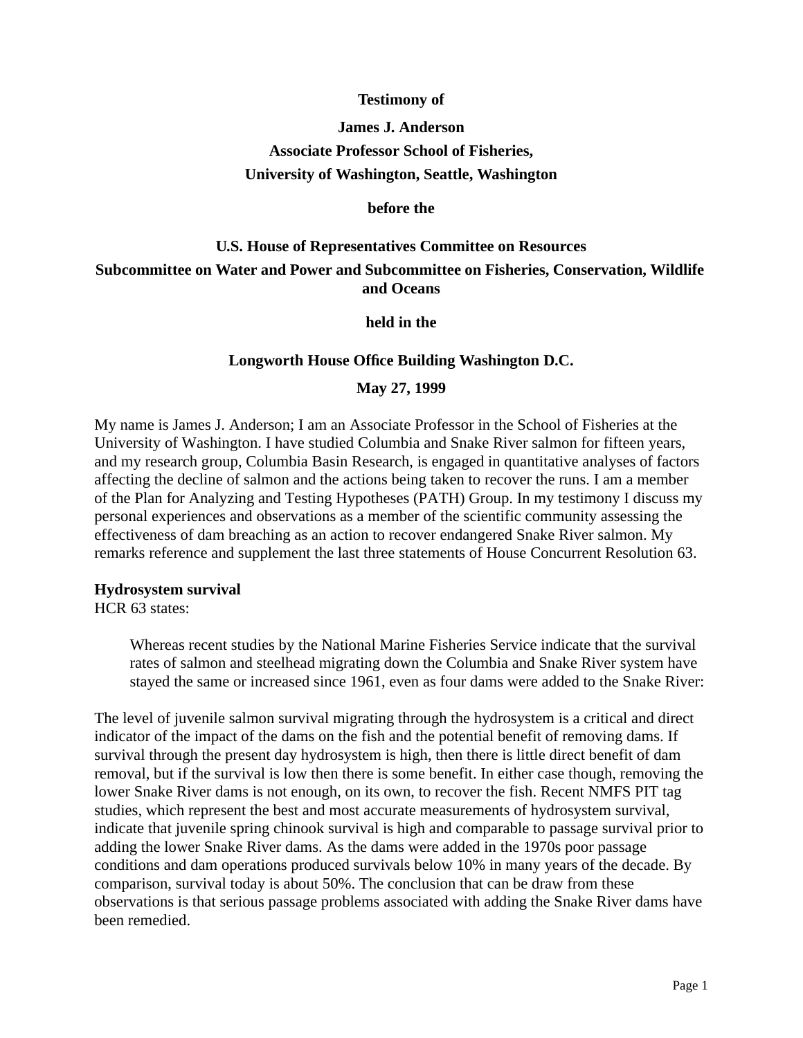**Testimony of**

**James J. Anderson**

**Associate Professor School of Fisheries,**

**University of Washington, Seattle, Washington**

**before the**

**U.S. House of Representatives Committee on Resources**

**Subcommittee on Water and Power and Subcommittee on Fisheries, Conservation, Wildlife and Oceans**

**held in the**

**Longworth House Office Building Washington D.C.**

**May 27, 1999**

My name is James J. Anderson; I am an Associate Professor in the School of Fisheries at the University of Washington. I have studied Columbia and Snake River salmon for fifteen years, and my research group, Columbia Basin Research, is engaged in quantitative analyses of factors affecting the decline of salmon and the actions being taken to recover the runs. I am a member of the Plan for Analyzing and Testing Hypotheses (PATH) Group. In my testimony I discuss my personal experiences and observations as a member of the scientific community assessing the effectiveness of dam breaching as an action to recover endangered Snake River salmon. My remarks reference and supplement the last three statements of House Concurrent Resolution 63.

**Hydrosystem survival**

HCR 63 states:

> Whereas recent studies by the National Marine Fisheries Service indicate that the survival rates of salmon and steelhead migrating down the Columbia and Snake River system have stayed the same or increased since 1961, even as four dams were added to the Snake River:

The level of juvenile salmon survival migrating through the hydrosystem is a critical and direct indicator of the impact of the dams on the fish and the potential benefit of removing dams. If survival through the present day hydrosystem is high, then there is little direct benefit of dam removal, but if the survival is low then there is some benefit. In either case though, removing the lower Snake River dams is not enough, on its own, to recover the fish. Recent NMFS PIT tag studies, which represent the best and most accurate measurements of hydrosystem survival, indicate that juvenile spring chinook survival is high and comparable to passage survival prior to adding the lower Snake River dams. As the dams were added in the 1970s poor passage conditions and dam operations produced survivals below 10% in many years of the decade. By comparison, survival today is about 50%. The conclusion that can be draw from these observations is that serious passage problems associated with adding the Snake River dams have been remedied.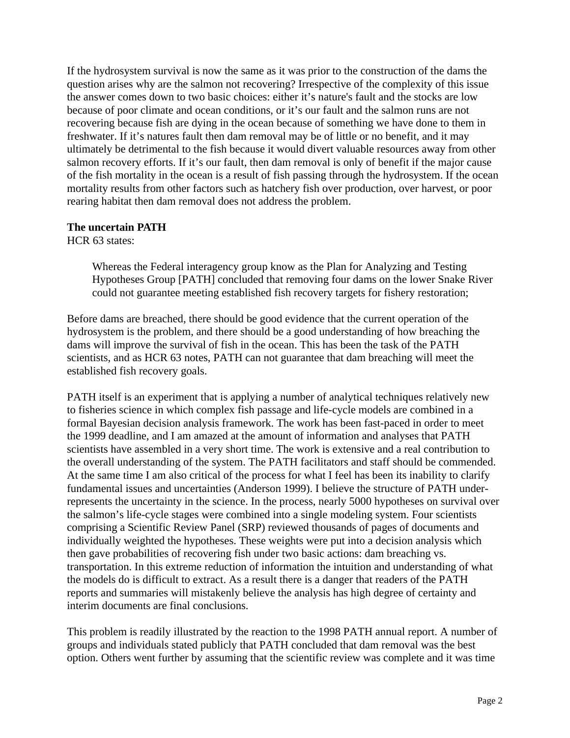If the hydrosystem survival is now the same as it was prior to the construction of the dams the question arises why are the salmon not recovering? Irrespective of the complexity of this issue the answer comes down to two basic choices: either it's nature's fault and the stocks are low because of poor climate and ocean conditions, or it's our fault and the salmon runs are not recovering because fish are dying in the ocean because of something we have done to them in freshwater. If it's natures fault then dam removal may be of little or no benefit, and it may ultimately be detrimental to the fish because it would divert valuable resources away from other salmon recovery efforts. If it's our fault, then dam removal is only of benefit if the major cause of the fish mortality in the ocean is a result of fish passing through the hydrosystem. If the ocean mortality results from other factors such as hatchery fish over production, over harvest, or poor rearing habitat then dam removal does not address the problem.

**The uncertain PATH**

HCR 63 states:

> Whereas the Federal interagency group know as the Plan for Analyzing and Testing Hypotheses Group [PATH] concluded that removing four dams on the lower Snake River could not guarantee meeting established fish recovery targets for fishery restoration;

Before dams are breached, there should be good evidence that the current operation of the hydrosystem is the problem, and there should be a good understanding of how breaching the dams will improve the survival of fish in the ocean. This has been the task of the PATH scientists, and as HCR 63 notes, PATH can not guarantee that dam breaching will meet the established fish recovery goals.

PATH itself is an experiment that is applying a number of analytical techniques relatively new to fisheries science in which complex fish passage and life-cycle models are combined in a formal Bayesian decision analysis framework. The work has been fast-paced in order to meet the 1999 deadline, and I am amazed at the amount of information and analyses that PATH scientists have assembled in a very short time. The work is extensive and a real contribution to the overall understanding of the system. The PATH facilitators and staff should be commended. At the same time I am also critical of the process for what I feel has been its inability to clarify fundamental issues and uncertainties (Anderson 1999). I believe the structure of PATH under-represents the uncertainty in the science. In the process, nearly 5000 hypotheses on survival over the salmon's life-cycle stages were combined into a single modeling system. Four scientists comprising a Scientific Review Panel (SRP) reviewed thousands of pages of documents and individually weighted the hypotheses. These weights were put into a decision analysis which then gave probabilities of recovering fish under two basic actions: dam breaching vs. transportation. In this extreme reduction of information the intuition and understanding of what the models do is difficult to extract. As a result there is a danger that readers of the PATH reports and summaries will mistakenly believe the analysis has high degree of certainty and interim documents are final conclusions.

This problem is readily illustrated by the reaction to the 1998 PATH annual report. A number of groups and individuals stated publicly that PATH concluded that dam removal was the best option. Others went further by assuming that the scientific review was complete and it was time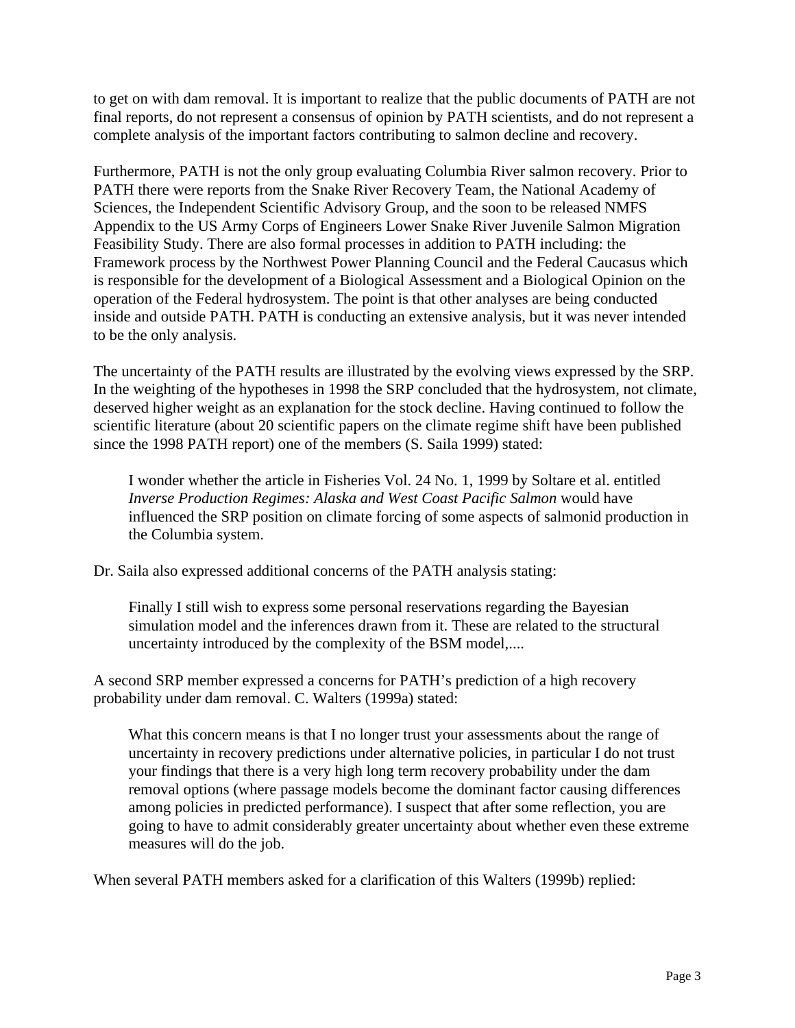to get on with dam removal. It is important to realize that the public documents of PATH are not final reports, do not represent a consensus of opinion by PATH scientists, and do not represent a complete analysis of the important factors contributing to salmon decline and recovery.

Furthermore, PATH is not the only group evaluating Columbia River salmon recovery. Prior to PATH there were reports from the Snake River Recovery Team, the National Academy of Sciences, the Independent Scientific Advisory Group, and the soon to be released NMFS Appendix to the US Army Corps of Engineers Lower Snake River Juvenile Salmon Migration Feasibility Study. There are also formal processes in addition to PATH including: the Framework process by the Northwest Power Planning Council and the Federal Caucasus which is responsible for the development of a Biological Assessment and a Biological Opinion on the operation of the Federal hydrosystem. The point is that other analyses are being conducted inside and outside PATH. PATH is conducting an extensive analysis, but it was never intended to be the only analysis.

The uncertainty of the PATH results are illustrated by the evolving views expressed by the SRP. In the weighting of the hypotheses in 1998 the SRP concluded that the hydrosystem, not climate, deserved higher weight as an explanation for the stock decline. Having continued to follow the scientific literature (about 20 scientific papers on the climate regime shift have been published since the 1998 PATH report) one of the members (S. Saila 1999) stated:

> I wonder whether the article in Fisheries Vol. 24 No. 1, 1999 by Soltare et al. entitled *Inverse Production Regimes: Alaska and West Coast Pacific Salmon* would have influenced the SRP position on climate forcing of some aspects of salmonid production in the Columbia system.

Dr. Saila also expressed additional concerns of the PATH analysis stating:

> Finally I still wish to express some personal reservations regarding the Bayesian simulation model and the inferences drawn from it. These are related to the structural uncertainty introduced by the complexity of the BSM model,....

A second SRP member expressed a concerns for PATH's prediction of a high recovery probability under dam removal. C. Walters (1999a) stated:

> What this concern means is that I no longer trust your assessments about the range of uncertainty in recovery predictions under alternative policies, in particular I do not trust your findings that there is a very high long term recovery probability under the dam removal options (where passage models become the dominant factor causing differences among policies in predicted performance). I suspect that after some reflection, you are going to have to admit considerably greater uncertainty about whether even these extreme measures will do the job.

When several PATH members asked for a clarification of this Walters (1999b) replied: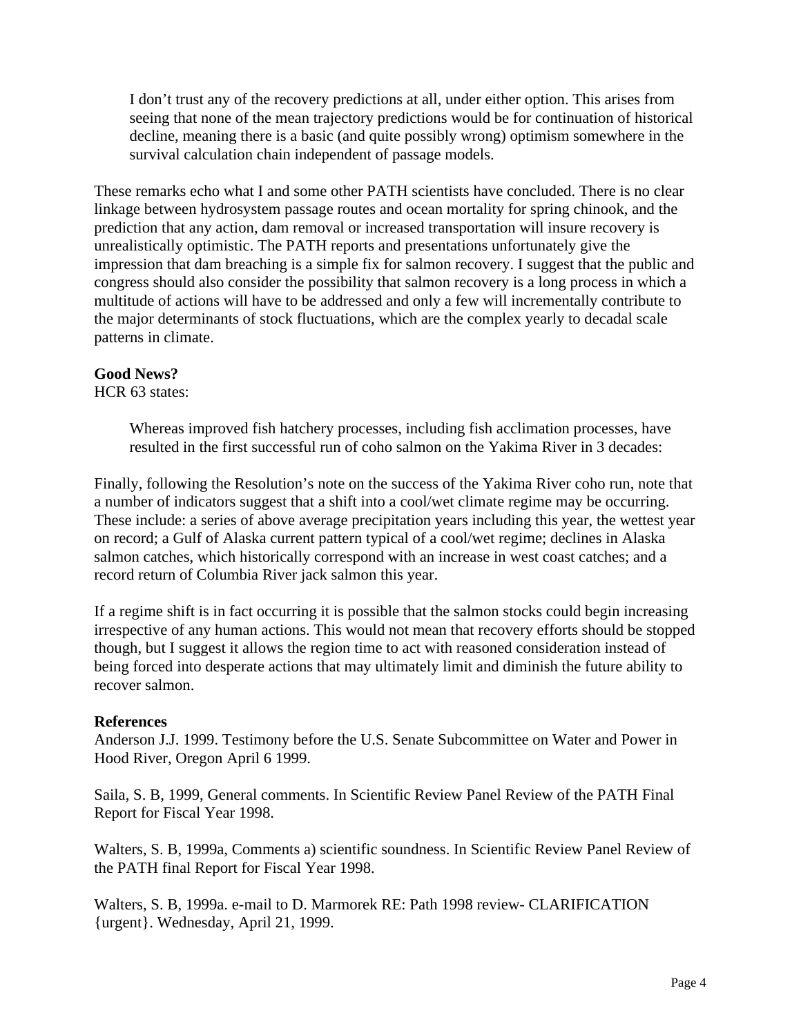> I don't trust any of the recovery predictions at all, under either option. This arises from seeing that none of the mean trajectory predictions would be for continuation of historical decline, meaning there is a basic (and quite possibly wrong) optimism somewhere in the survival calculation chain independent of passage models.

These remarks echo what I and some other PATH scientists have concluded. There is no clear linkage between hydrosystem passage routes and ocean mortality for spring chinook, and the prediction that any action, dam removal or increased transportation will insure recovery is unrealistically optimistic. The PATH reports and presentations unfortunately give the impression that dam breaching is a simple fix for salmon recovery. I suggest that the public and congress should also consider the possibility that salmon recovery is a long process in which a multitude of actions will have to be addressed and only a few will incrementally contribute to the major determinants of stock fluctuations, which are the complex yearly to decadal scale patterns in climate.

**Good News?**

HCR 63 states:

> Whereas improved fish hatchery processes, including fish acclimation processes, have resulted in the first successful run of coho salmon on the Yakima River in 3 decades:

Finally, following the Resolution's note on the success of the Yakima River coho run, note that a number of indicators suggest that a shift into a cool/wet climate regime may be occurring. These include: a series of above average precipitation years including this year, the wettest year on record; a Gulf of Alaska current pattern typical of a cool/wet regime; declines in Alaska salmon catches, which historically correspond with an increase in west coast catches; and a record return of Columbia River jack salmon this year.

If a regime shift is in fact occurring it is possible that the salmon stocks could begin increasing irrespective of any human actions. This would not mean that recovery efforts should be stopped though, but I suggest it allows the region time to act with reasoned consideration instead of being forced into desperate actions that may ultimately limit and diminish the future ability to recover salmon.

**References**

Anderson J.J. 1999. Testimony before the U.S. Senate Subcommittee on Water and Power in Hood River, Oregon April 6 1999.

Saila, S. B, 1999, General comments. In Scientific Review Panel Review of the PATH Final Report for Fiscal Year 1998.

Walters, S. B, 1999a, Comments a) scientific soundness. In Scientific Review Panel Review of the PATH final Report for Fiscal Year 1998.

Walters, S. B, 1999a. e-mail to D. Marmorek RE: Path 1998 review- CLARIFICATION {urgent}. Wednesday, April 21, 1999.